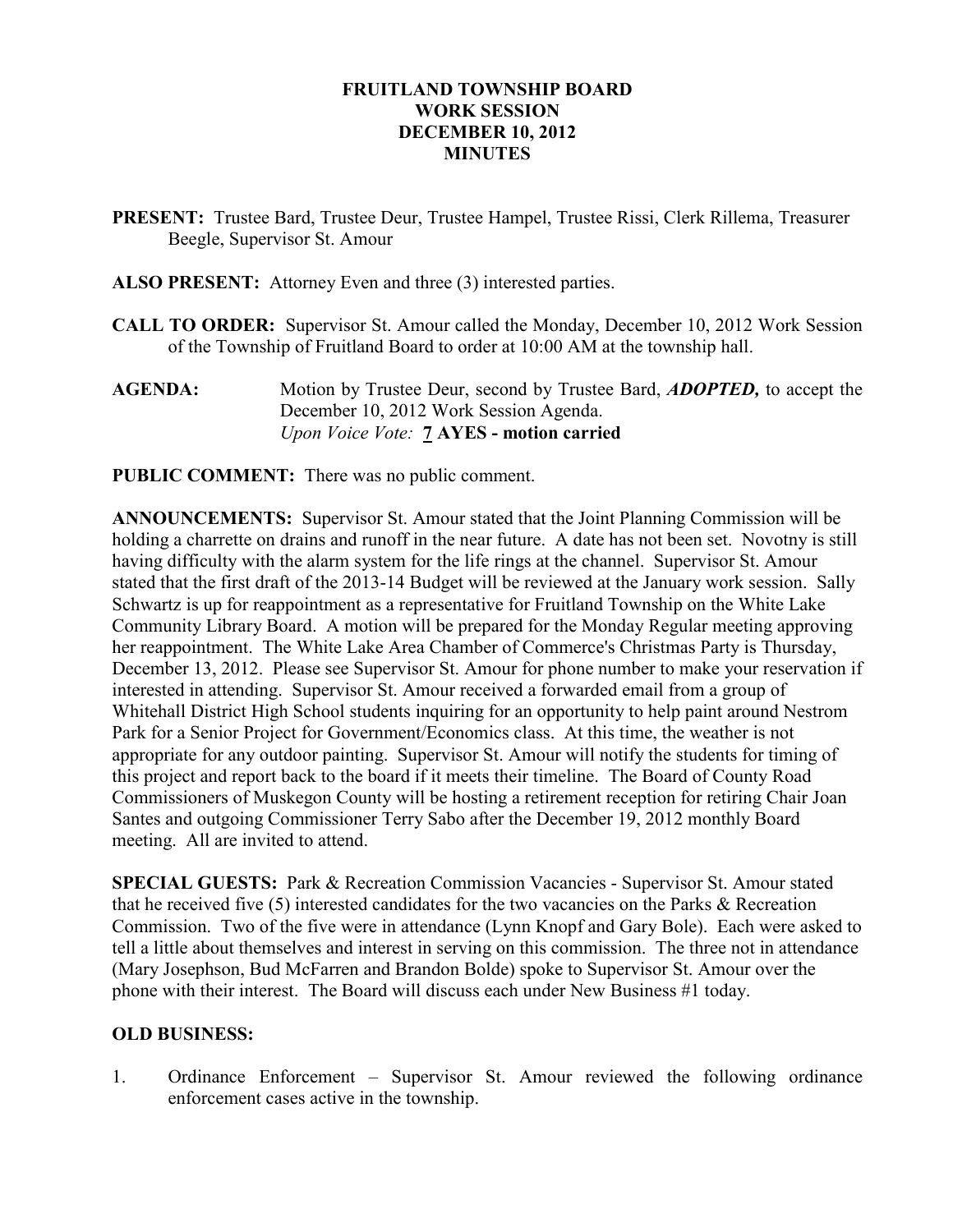**FRUITLAND TOWNSHIP BOARD**
**WORK SESSION**
**DECEMBER 10, 2012**
**MINUTES**

**PRESENT:** Trustee Bard, Trustee Deur, Trustee Hampel, Trustee Rissi, Clerk Rillema, Treasurer Beegle, Supervisor St. Amour

**ALSO PRESENT:** Attorney Even and three (3) interested parties.

**CALL TO ORDER:** Supervisor St. Amour called the Monday, December 10, 2012 Work Session of the Township of Fruitland Board to order at 10:00 AM at the township hall.

**AGENDA:** Motion by Trustee Deur, second by Trustee Bard, ***ADOPTED,*** to accept the December 10, 2012 Work Session Agenda.
*Upon Voice Vote:* **7 AYES - motion carried**

**PUBLIC COMMENT:** There was no public comment.

**ANNOUNCEMENTS:** Supervisor St. Amour stated that the Joint Planning Commission will be holding a charrette on drains and runoff in the near future. A date has not been set. Novotny is still having difficulty with the alarm system for the life rings at the channel. Supervisor St. Amour stated that the first draft of the 2013-14 Budget will be reviewed at the January work session. Sally Schwartz is up for reappointment as a representative for Fruitland Township on the White Lake Community Library Board. A motion will be prepared for the Monday Regular meeting approving her reappointment. The White Lake Area Chamber of Commerce's Christmas Party is Thursday, December 13, 2012. Please see Supervisor St. Amour for phone number to make your reservation if interested in attending. Supervisor St. Amour received a forwarded email from a group of Whitehall District High School students inquiring for an opportunity to help paint around Nestrom Park for a Senior Project for Government/Economics class. At this time, the weather is not appropriate for any outdoor painting. Supervisor St. Amour will notify the students for timing of this project and report back to the board if it meets their timeline. The Board of County Road Commissioners of Muskegon County will be hosting a retirement reception for retiring Chair Joan Santes and outgoing Commissioner Terry Sabo after the December 19, 2012 monthly Board meeting. All are invited to attend.

**SPECIAL GUESTS:** Park & Recreation Commission Vacancies - Supervisor St. Amour stated that he received five (5) interested candidates for the two vacancies on the Parks & Recreation Commission. Two of the five were in attendance (Lynn Knopf and Gary Bole). Each were asked to tell a little about themselves and interest in serving on this commission. The three not in attendance (Mary Josephson, Bud McFarren and Brandon Bolde) spoke to Supervisor St. Amour over the phone with their interest. The Board will discuss each under New Business #1 today.

**OLD BUSINESS:**

1. Ordinance Enforcement – Supervisor St. Amour reviewed the following ordinance enforcement cases active in the township.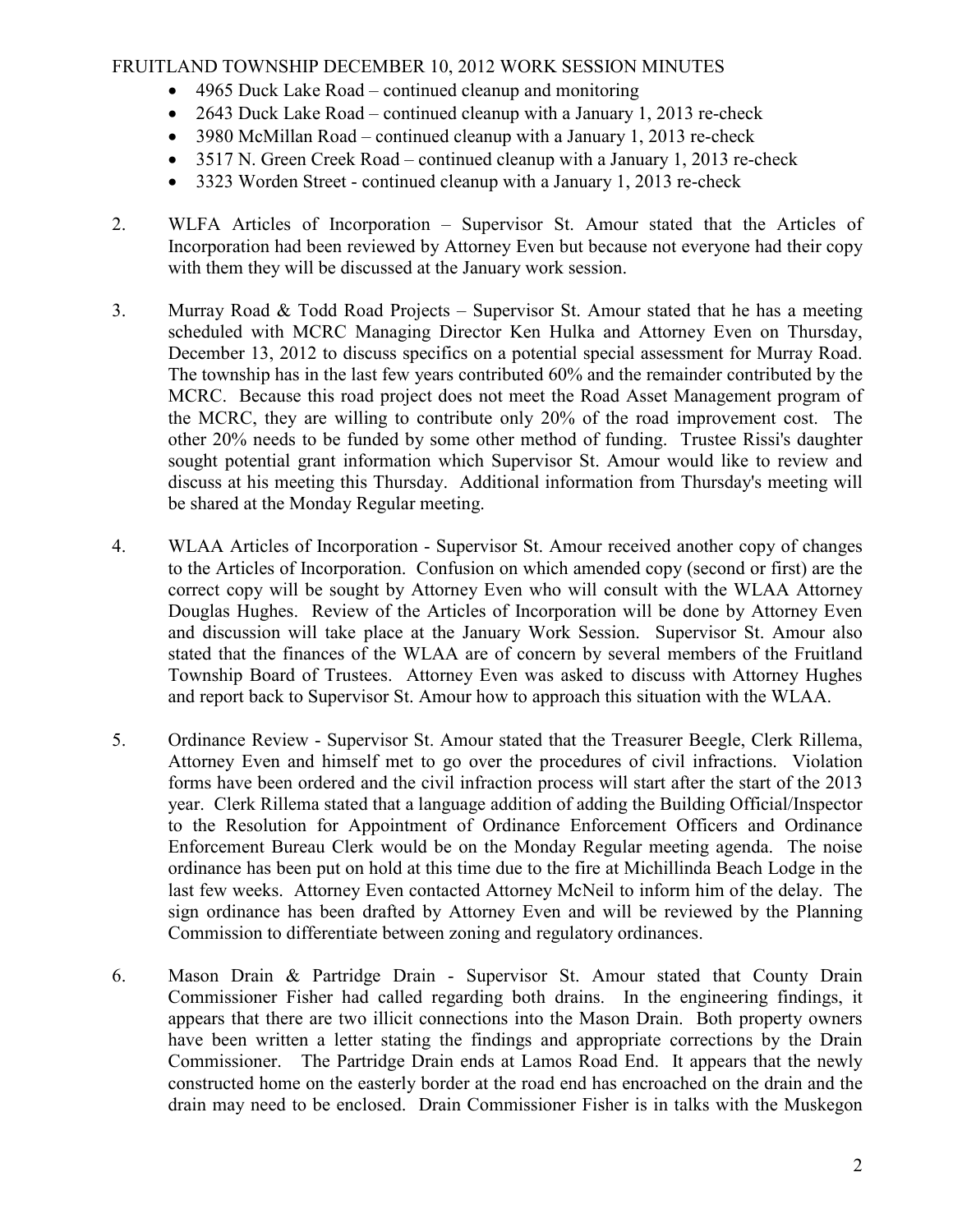- 4965 Duck Lake Road – continued cleanup and monitoring
- 2643 Duck Lake Road – continued cleanup with a January 1, 2013 re-check
- 3980 McMillan Road – continued cleanup with a January 1, 2013 re-check
- 3517 N. Green Creek Road – continued cleanup with a January 1, 2013 re-check
- 3323 Worden Street - continued cleanup with a January 1, 2013 re-check

2. WLFA Articles of Incorporation – Supervisor St. Amour stated that the Articles of Incorporation had been reviewed by Attorney Even but because not everyone had their copy with them they will be discussed at the January work session.

3. Murray Road & Todd Road Projects – Supervisor St. Amour stated that he has a meeting scheduled with MCRC Managing Director Ken Hulka and Attorney Even on Thursday, December 13, 2012 to discuss specifics on a potential special assessment for Murray Road. The township has in the last few years contributed 60% and the remainder contributed by the MCRC. Because this road project does not meet the Road Asset Management program of the MCRC, they are willing to contribute only 20% of the road improvement cost. The other 20% needs to be funded by some other method of funding. Trustee Rissi's daughter sought potential grant information which Supervisor St. Amour would like to review and discuss at his meeting this Thursday. Additional information from Thursday's meeting will be shared at the Monday Regular meeting.

4. WLAA Articles of Incorporation - Supervisor St. Amour received another copy of changes to the Articles of Incorporation. Confusion on which amended copy (second or first) are the correct copy will be sought by Attorney Even who will consult with the WLAA Attorney Douglas Hughes. Review of the Articles of Incorporation will be done by Attorney Even and discussion will take place at the January Work Session. Supervisor St. Amour also stated that the finances of the WLAA are of concern by several members of the Fruitland Township Board of Trustees. Attorney Even was asked to discuss with Attorney Hughes and report back to Supervisor St. Amour how to approach this situation with the WLAA.

5. Ordinance Review - Supervisor St. Amour stated that the Treasurer Beegle, Clerk Rillema, Attorney Even and himself met to go over the procedures of civil infractions. Violation forms have been ordered and the civil infraction process will start after the start of the 2013 year. Clerk Rillema stated that a language addition of adding the Building Official/Inspector to the Resolution for Appointment of Ordinance Enforcement Officers and Ordinance Enforcement Bureau Clerk would be on the Monday Regular meeting agenda. The noise ordinance has been put on hold at this time due to the fire at Michillinda Beach Lodge in the last few weeks. Attorney Even contacted Attorney McNeil to inform him of the delay. The sign ordinance has been drafted by Attorney Even and will be reviewed by the Planning Commission to differentiate between zoning and regulatory ordinances.

6. Mason Drain & Partridge Drain - Supervisor St. Amour stated that County Drain Commissioner Fisher had called regarding both drains. In the engineering findings, it appears that there are two illicit connections into the Mason Drain. Both property owners have been written a letter stating the findings and appropriate corrections by the Drain Commissioner. The Partridge Drain ends at Lamos Road End. It appears that the newly constructed home on the easterly border at the road end has encroached on the drain and the drain may need to be enclosed. Drain Commissioner Fisher is in talks with the Muskegon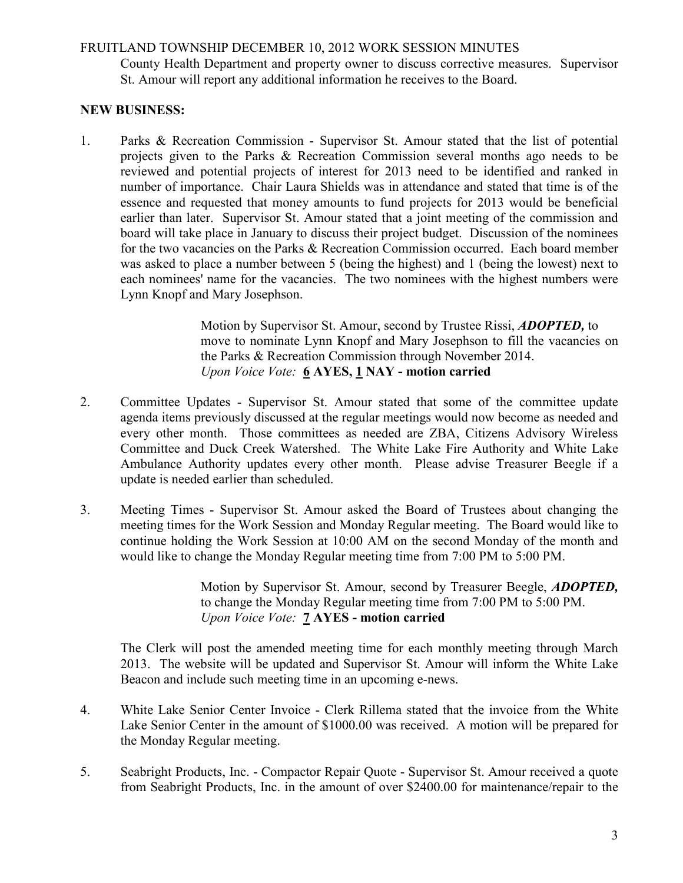County Health Department and property owner to discuss corrective measures. Supervisor St. Amour will report any additional information he receives to the Board.

**NEW BUSINESS:**

1. Parks & Recreation Commission - Supervisor St. Amour stated that the list of potential projects given to the Parks & Recreation Commission several months ago needs to be reviewed and potential projects of interest for 2013 need to be identified and ranked in number of importance. Chair Laura Shields was in attendance and stated that time is of the essence and requested that money amounts to fund projects for 2013 would be beneficial earlier than later. Supervisor St. Amour stated that a joint meeting of the commission and board will take place in January to discuss their project budget. Discussion of the nominees for the two vacancies on the Parks & Recreation Commission occurred. Each board member was asked to place a number between 5 (being the highest) and 1 (being the lowest) next to each nominees' name for the vacancies. The two nominees with the highest numbers were Lynn Knopf and Mary Josephson.

   > Motion by Supervisor St. Amour, second by Trustee Rissi, ***ADOPTED,*** to move to nominate Lynn Knopf and Mary Josephson to fill the vacancies on the Parks & Recreation Commission through November 2014.
   > *Upon Voice Vote:* **6 AYES, 1 NAY - motion carried**

2. Committee Updates - Supervisor St. Amour stated that some of the committee update agenda items previously discussed at the regular meetings would now become as needed and every other month. Those committees as needed are ZBA, Citizens Advisory Wireless Committee and Duck Creek Watershed. The White Lake Fire Authority and White Lake Ambulance Authority updates every other month. Please advise Treasurer Beegle if a update is needed earlier than scheduled.

3. Meeting Times - Supervisor St. Amour asked the Board of Trustees about changing the meeting times for the Work Session and Monday Regular meeting. The Board would like to continue holding the Work Session at 10:00 AM on the second Monday of the month and would like to change the Monday Regular meeting time from 7:00 PM to 5:00 PM.

   > Motion by Supervisor St. Amour, second by Treasurer Beegle, ***ADOPTED,*** to change the Monday Regular meeting time from 7:00 PM to 5:00 PM.
   > *Upon Voice Vote:* **7 AYES - motion carried**

   The Clerk will post the amended meeting time for each monthly meeting through March 2013. The website will be updated and Supervisor St. Amour will inform the White Lake Beacon and include such meeting time in an upcoming e-news.

4. White Lake Senior Center Invoice - Clerk Rillema stated that the invoice from the White Lake Senior Center in the amount of $1000.00 was received. A motion will be prepared for the Monday Regular meeting.

5. Seabright Products, Inc. - Compactor Repair Quote - Supervisor St. Amour received a quote from Seabright Products, Inc. in the amount of over $2400.00 for maintenance/repair to the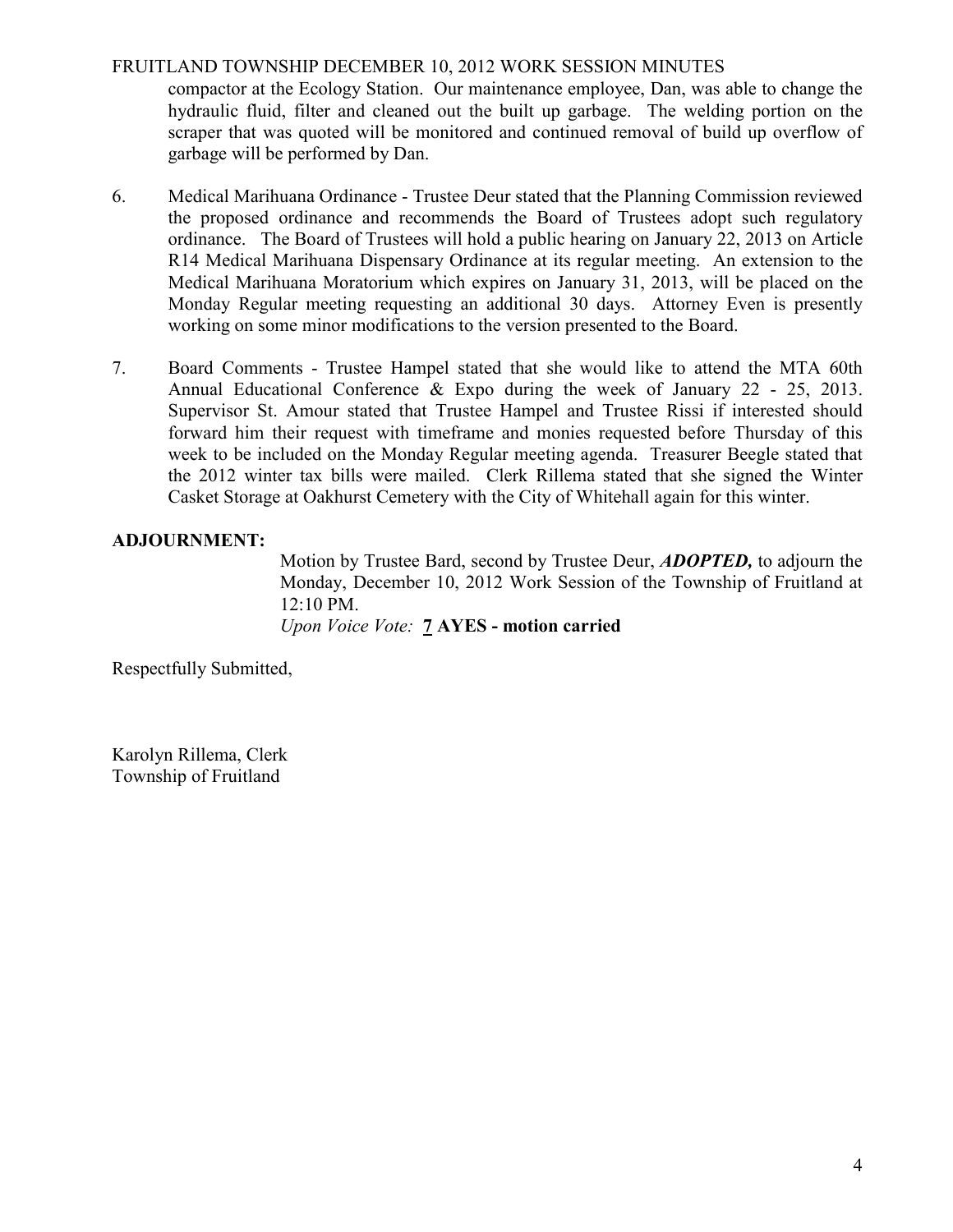compactor at the Ecology Station. Our maintenance employee, Dan, was able to change the hydraulic fluid, filter and cleaned out the built up garbage. The welding portion on the scraper that was quoted will be monitored and continued removal of build up overflow of garbage will be performed by Dan.

6. Medical Marihuana Ordinance - Trustee Deur stated that the Planning Commission reviewed the proposed ordinance and recommends the Board of Trustees adopt such regulatory ordinance. The Board of Trustees will hold a public hearing on January 22, 2013 on Article R14 Medical Marihuana Dispensary Ordinance at its regular meeting. An extension to the Medical Marihuana Moratorium which expires on January 31, 2013, will be placed on the Monday Regular meeting requesting an additional 30 days. Attorney Even is presently working on some minor modifications to the version presented to the Board.

7. Board Comments - Trustee Hampel stated that she would like to attend the MTA 60th Annual Educational Conference & Expo during the week of January 22 - 25, 2013. Supervisor St. Amour stated that Trustee Hampel and Trustee Rissi if interested should forward him their request with timeframe and monies requested before Thursday of this week to be included on the Monday Regular meeting agenda. Treasurer Beegle stated that the 2012 winter tax bills were mailed. Clerk Rillema stated that she signed the Winter Casket Storage at Oakhurst Cemetery with the City of Whitehall again for this winter.

**ADJOURNMENT:**

Motion by Trustee Bard, second by Trustee Deur, ***ADOPTED,*** to adjourn the Monday, December 10, 2012 Work Session of the Township of Fruitland at 12:10 PM.
*Upon Voice Vote:* **7 AYES - motion carried**

Respectfully Submitted,

Karolyn Rillema, Clerk
Township of Fruitland